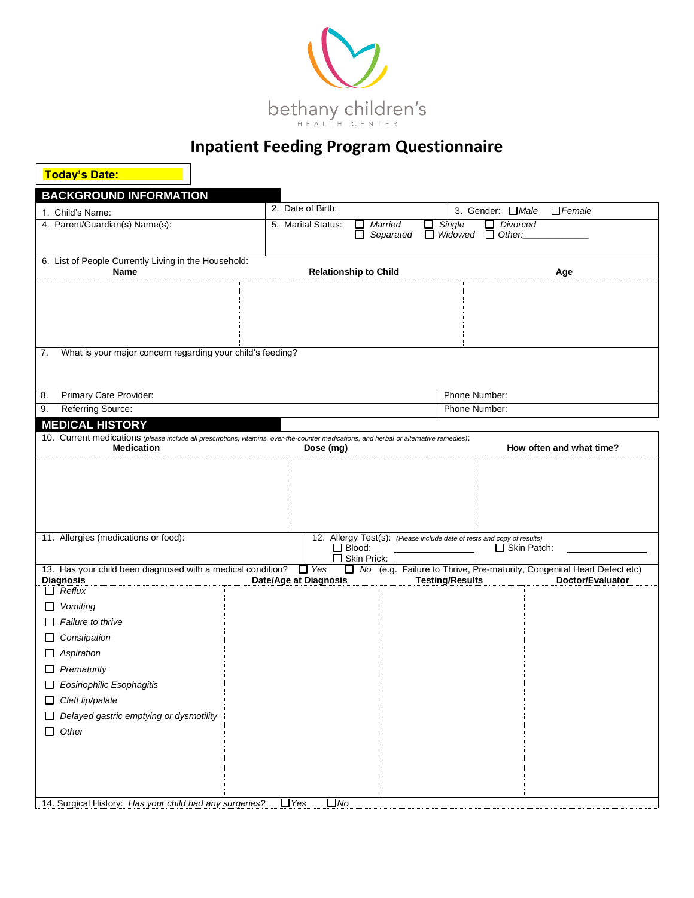bethany children's
HEALTH CENTER

# Inpatient Feeding Program Questionnaire

**Today's Date:**

## BACKGROUND INFORMATION

| | | |
|---|---|---|
| 1. Child's Name: | 2. Date of Birth: | 3. Gender: ☐ *Male* ☐ *Female* |
| 4. Parent/Guardian(s) Name(s): | 5. Marital Status: ☐ *Married* ☐ *Single* ☐ *Divorced* ☐ *Separated* ☐ *Widowed* ☐ *Other:*____________ | |

6. List of People Currently Living in the Household:

| Name | Relationship to Child | Age |
|---|---|---|
| | | |

7. What is your major concern regarding your child's feeding?

| | |
|---|---|
| 8. Primary Care Provider: | Phone Number: |
| 9. Referring Source: | Phone Number: |

## MEDICAL HISTORY

10. Current medications *(please include all prescriptions, vitamins, over-the-counter medications, and herbal or alternative remedies)*:

| Medication | Dose (mg) | How often and what time? |
|---|---|---|
| | | |

| | |
|---|---|
| 11. Allergies (medications or food): | 12. Allergy Test(s): *(Please include date of tests and copy of results)* ☐ Blood: ____________ ☐ Skin Patch: ____________ ☐ Skin Prick: ____________ |

13. Has your child been diagnosed with a medical condition? ☐ *Yes* ☐ *No* (e.g. Failure to Thrive, Pre-maturity, Congenital Heart Defect etc)

| Diagnosis | Date/Age at Diagnosis | Testing/Results | Doctor/Evaluator |
|---|---|---|---|
| ☐ *Reflux* | | | |
| ☐ *Vomiting* | | | |
| ☐ *Failure to thrive* | | | |
| ☐ *Constipation* | | | |
| ☐ *Aspiration* | | | |
| ☐ *Prematurity* | | | |
| ☐ *Eosinophilic Esophagitis* | | | |
| ☐ *Cleft lip/palate* | | | |
| ☐ *Delayed gastric emptying or dysmotility* | | | |
| ☐ *Other* | | | |

14. Surgical History: *Has your child had any surgeries?* ☐ *Yes* ☐ *No*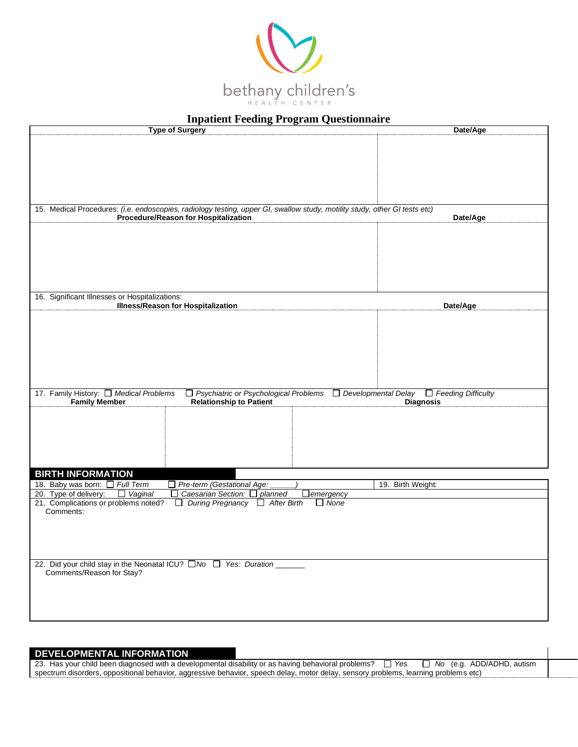bethany children's HEALTH CENTER

# Inpatient Feeding Program Questionnaire

| Type of Surgery | Date/Age |
|---|---|
| | |

15. Medical Procedures: *(i.e. endoscopies, radiology testing, upper GI, swallow study, motility study, other GI tests etc)*

| Procedure/Reason for Hospitalization | Date/Age |
|---|---|
| | |

16. Significant Illnesses or Hospitalizations:

| Illness/Reason for Hospitalization | Date/Age |
|---|---|
| | |

17. Family History: ☐ *Medical Problems* ☐ *Psychiatric or Psychological Problems* ☐ *Developmental Delay* ☐ *Feeding Difficulty*

| Family Member | Relationship to Patient | Diagnosis |
|---|---|---|
| | | |

## BIRTH INFORMATION

18. Baby was born: ☐ *Full Term* ☐ *Pre-term (Gestational Age: ______)*

19. Birth Weight:

20. Type of delivery: ☐ *Vaginal* ☐ *Caesarian Section:* ☐ *planned* ☐ *emergency*

21. Complications or problems noted? ☐ *During Pregnancy* ☐ *After Birth* ☐ *None*

Comments:

22. Did your child stay in the Neonatal ICU? ☐ *No* ☐ *Yes: Duration* _______

Comments/Reason for Stay?

## DEVELOPMENTAL INFORMATION

23. Has your child been diagnosed with a developmental disability or as having behavioral problems? ☐ *Yes* ☐ *No* (e.g. ADD/ADHD, autism spectrum disorders, oppositional behavior, aggressive behavior, speech delay, motor delay, sensory problems, learning problems etc)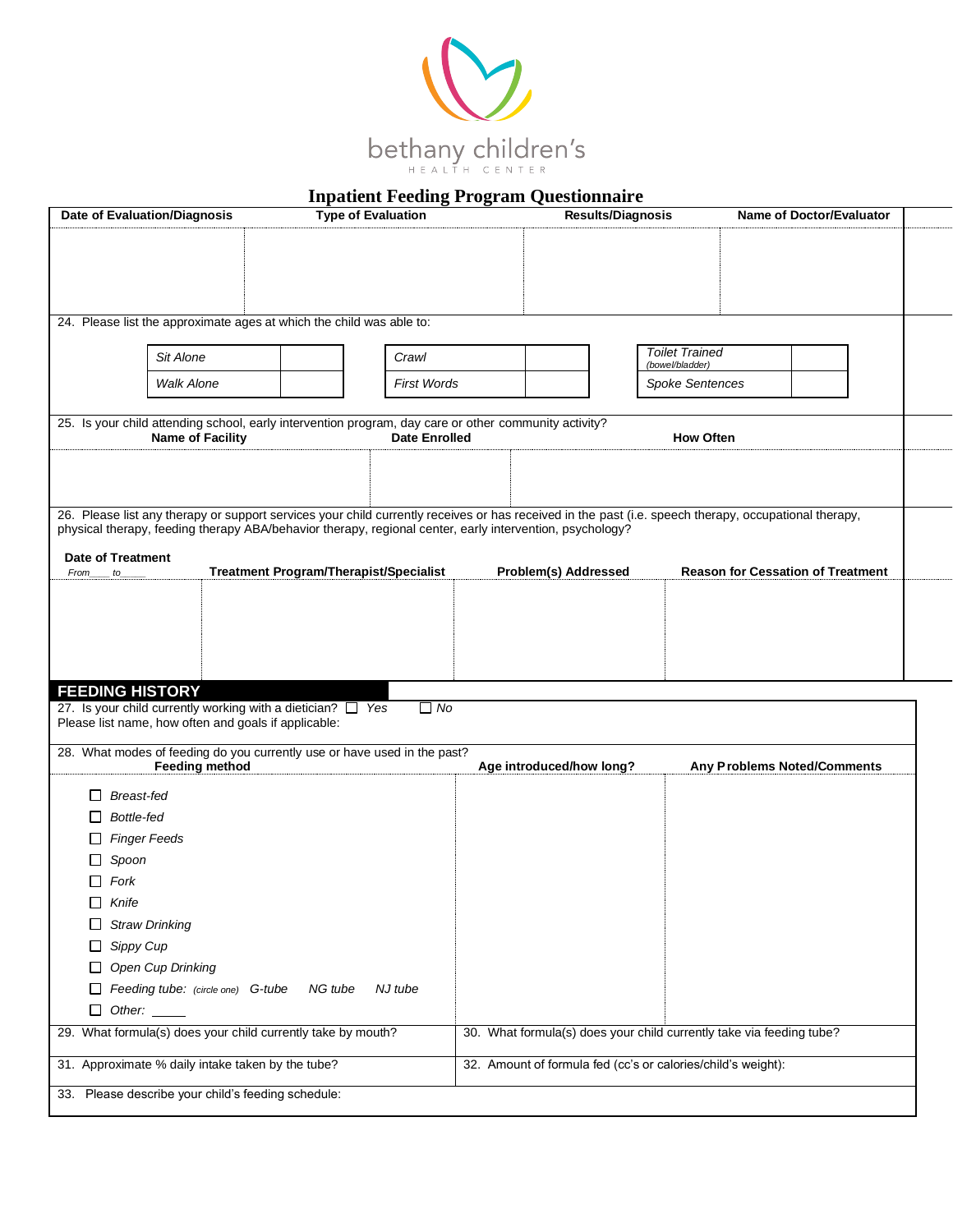bethany children's
HEALTH CENTER

# Inpatient Feeding Program Questionnaire

| Date of Evaluation/Diagnosis | Type of Evaluation | Results/Diagnosis | Name of Doctor/Evaluator |
|---|---|---|---|
| | | | |

24. Please list the approximate ages at which the child was able to:

| | | | | | |
|---|---|---|---|---|---|
| *Sit Alone* | | *Crawl* | | *Toilet Trained (bowel/bladder)* | |
| *Walk Alone* | | *First Words* | | *Spoke Sentences* | |

25. Is your child attending school, early intervention program, day care or other community activity?

| Name of Facility | Date Enrolled | How Often |
|---|---|---|
| | | |

26. Please list any therapy or support services your child currently receives or has received in the past (i.e. speech therapy, occupational therapy, physical therapy, feeding therapy ABA/behavior therapy, regional center, early intervention, psychology?

| Date of Treatment *From\_\_\_ to\_\_\_\_* | Treatment Program/Therapist/Specialist | Problem(s) Addressed | Reason for Cessation of Treatment |
|---|---|---|---|
| | | | |

## FEEDING HISTORY

27. Is your child currently working with a dietician? ☐ *Yes* ☐ *No*
Please list name, how often and goals if applicable:

28. What modes of feeding do you currently use or have used in the past?

| Feeding method | Age introduced/how long? | Any Problems Noted/Comments |
|---|---|---|
| ☐ *Breast-fed* | | |
| ☐ *Bottle-fed* | | |
| ☐ *Finger Feeds* | | |
| ☐ *Spoon* | | |
| ☐ *Fork* | | |
| ☐ *Knife* | | |
| ☐ *Straw Drinking* | | |
| ☐ *Sippy Cup* | | |
| ☐ *Open Cup Drinking* | | |
| ☐ *Feeding tube: (circle one) G-tube NG tube NJ tube* | | |
| ☐ *Other: \_\_\_\_\_* | | |

| | |
|---|---|
| 29. What formula(s) does your child currently take by mouth? | 30. What formula(s) does your child currently take via feeding tube? |
| 31. Approximate % daily intake taken by the tube? | 32. Amount of formula fed (cc's or calories/child's weight): |

33. Please describe your child's feeding schedule: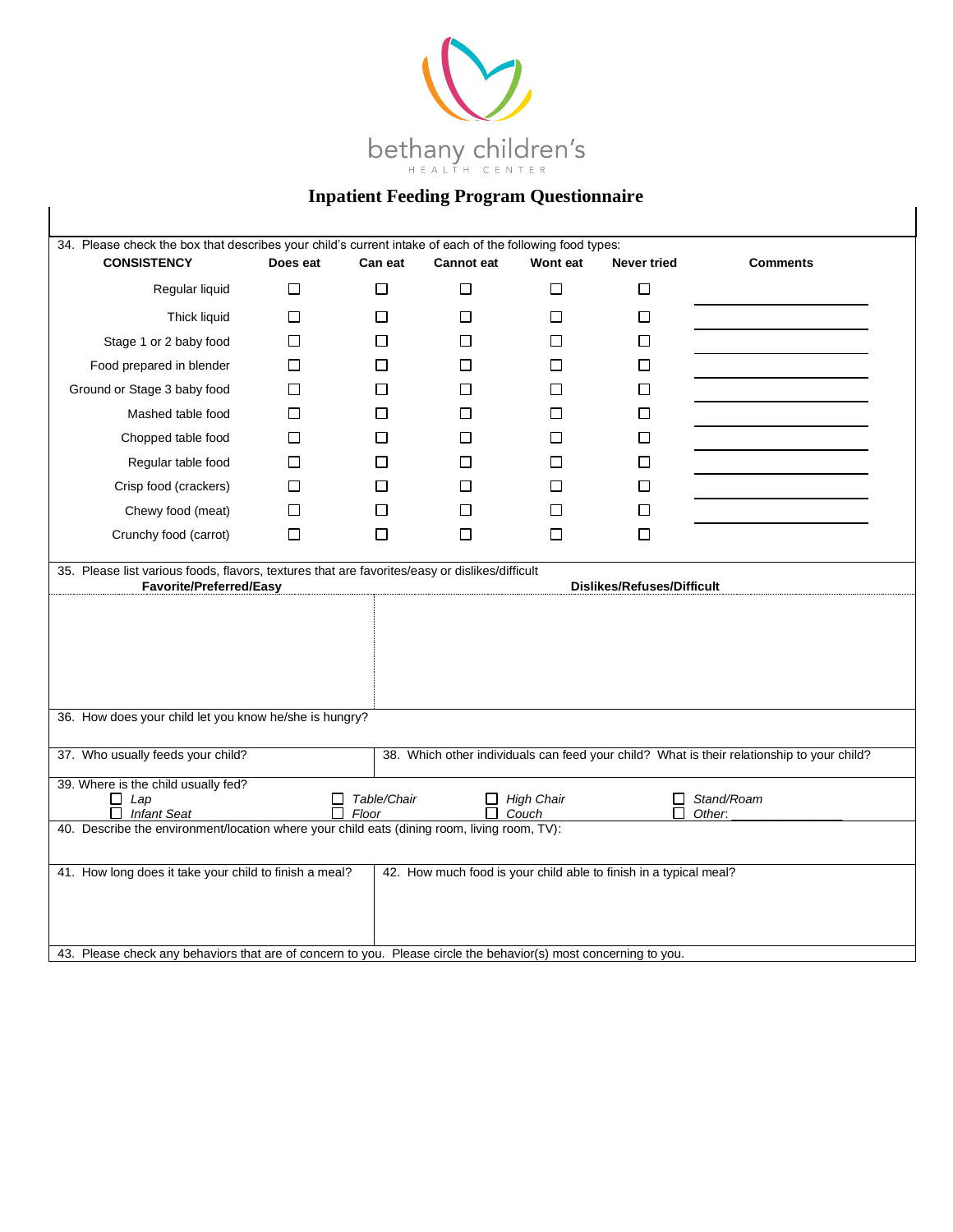bethany children's
HEALTH CENTER

# Inpatient Feeding Program Questionnaire

34. Please check the box that describes your child's current intake of each of the following food types:

| CONSISTENCY | Does eat | Can eat | Cannot eat | Wont eat | Never tried | Comments |
|---|---|---|---|---|---|---|
| Regular liquid | ☐ | ☐ | ☐ | ☐ | ☐ | |
| Thick liquid | ☐ | ☐ | ☐ | ☐ | ☐ | |
| Stage 1 or 2 baby food | ☐ | ☐ | ☐ | ☐ | ☐ | |
| Food prepared in blender | ☐ | ☐ | ☐ | ☐ | ☐ | |
| Ground or Stage 3 baby food | ☐ | ☐ | ☐ | ☐ | ☐ | |
| Mashed table food | ☐ | ☐ | ☐ | ☐ | ☐ | |
| Chopped table food | ☐ | ☐ | ☐ | ☐ | ☐ | |
| Regular table food | ☐ | ☐ | ☐ | ☐ | ☐ | |
| Crisp food (crackers) | ☐ | ☐ | ☐ | ☐ | ☐ | |
| Chewy food (meat) | ☐ | ☐ | ☐ | ☐ | ☐ | |
| Crunchy food (carrot) | ☐ | ☐ | ☐ | ☐ | ☐ | |

35. Please list various foods, flavors, textures that are favorites/easy or dislikes/difficult

| Favorite/Preferred/Easy | Dislikes/Refuses/Difficult |
|---|---|
| | |

36. How does your child let you know he/she is hungry?

37. Who usually feeds your child?

38. Which other individuals can feed your child? What is their relationship to your child?

39. Where is the child usually fed?

- ☐ *Lap*
- ☐ *Infant Seat*
- ☐ *Table/Chair*
- ☐ *Floor*
- ☐ *High Chair*
- ☐ *Couch*
- ☐ *Stand/Roam*
- ☐ *Other:* ________________

40. Describe the environment/location where your child eats (dining room, living room, TV):

41. How long does it take your child to finish a meal?

42. How much food is your child able to finish in a typical meal?

43. Please check any behaviors that are of concern to you. Please circle the behavior(s) most concerning to you.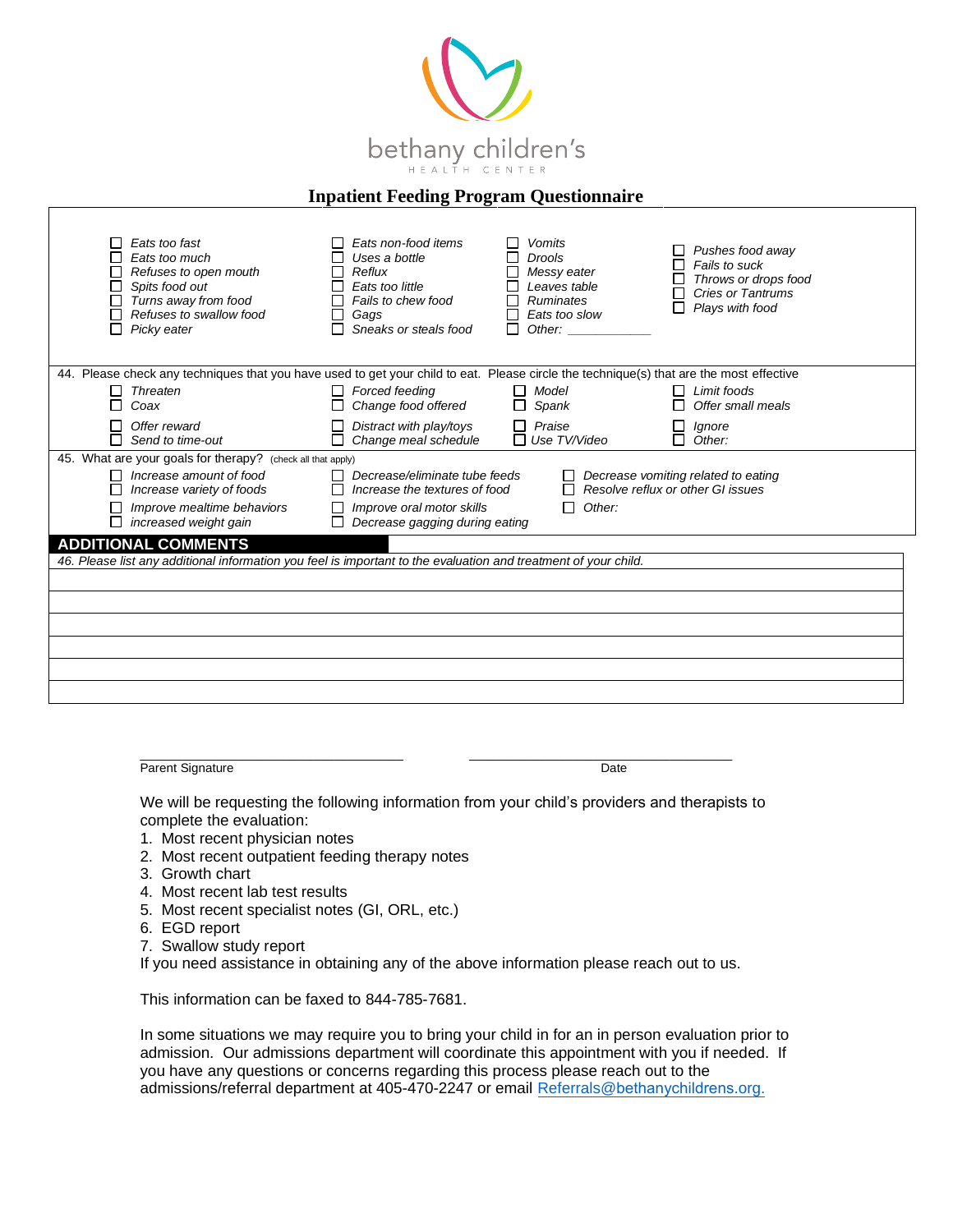bethany children's
HEALTH CENTER

# Inpatient Feeding Program Questionnaire

- ☐ *Eats too fast*
- ☐ *Eats too much*
- ☐ *Refuses to open mouth*
- ☐ *Spits food out*
- ☐ *Turns away from food*
- ☐ *Refuses to swallow food*
- ☐ *Picky eater*
- ☐ *Eats non-food items*
- ☐ *Uses a bottle*
- ☐ *Reflux*
- ☐ *Eats too little*
- ☐ *Fails to chew food*
- ☐ *Gags*
- ☐ *Sneaks or steals food*
- ☐ *Vomits*
- ☐ *Drools*
- ☐ *Messy eater*
- ☐ *Leaves table*
- ☐ *Ruminates*
- ☐ *Eats too slow*
- ☐ *Other: ____________*
- ☐ *Pushes food away*
- ☐ *Fails to suck*
- ☐ *Throws or drops food*
- ☐ *Cries or Tantrums*
- ☐ *Plays with food*

44. Please check any techniques that you have used to get your child to eat. Please circle the technique(s) that are the most effective

- ☐ *Threaten*
- ☐ *Coax*
- ☐ *Offer reward*
- ☐ *Send to time-out*
- ☐ *Forced feeding*
- ☐ *Change food offered*
- ☐ *Distract with play/toys*
- ☐ *Change meal schedule*
- ☐ *Model*
- ☐ *Spank*
- ☐ *Praise*
- ☐ *Use TV/Video*
- ☐ *Limit foods*
- ☐ *Offer small meals*
- ☐ *Ignore*
- ☐ *Other:*

45. What are your goals for therapy? (check all that apply)

- ☐ *Increase amount of food*
- ☐ *Increase variety of foods*
- ☐ *Improve mealtime behaviors*
- ☐ *increased weight gain*
- ☐ *Decrease/eliminate tube feeds*
- ☐ *Increase the textures of food*
- ☐ *Improve oral motor skills*
- ☐ *Decrease gagging during eating*
- ☐ *Decrease vomiting related to eating*
- ☐ *Resolve reflux or other GI issues*
- ☐ *Other:*

## ADDITIONAL COMMENTS

*46. Please list any additional information you feel is important to the evaluation and treatment of your child.*

_______________________________________________

_______________________________________________

_______________________________________________

_______________________________________________

_______________________________________________

_______________________________________________

___________________________________ ___________________________________
Parent Signature Date

We will be requesting the following information from your child's providers and therapists to complete the evaluation:

1. Most recent physician notes
2. Most recent outpatient feeding therapy notes
3. Growth chart
4. Most recent lab test results
5. Most recent specialist notes (GI, ORL, etc.)
6. EGD report
7. Swallow study report

If you need assistance in obtaining any of the above information please reach out to us.

This information can be faxed to 844-785-7681.

In some situations we may require you to bring your child in for an in person evaluation prior to admission. Our admissions department will coordinate this appointment with you if needed. If you have any questions or concerns regarding this process please reach out to the admissions/referral department at 405-470-2247 or email Referrals@bethanychildrens.org.